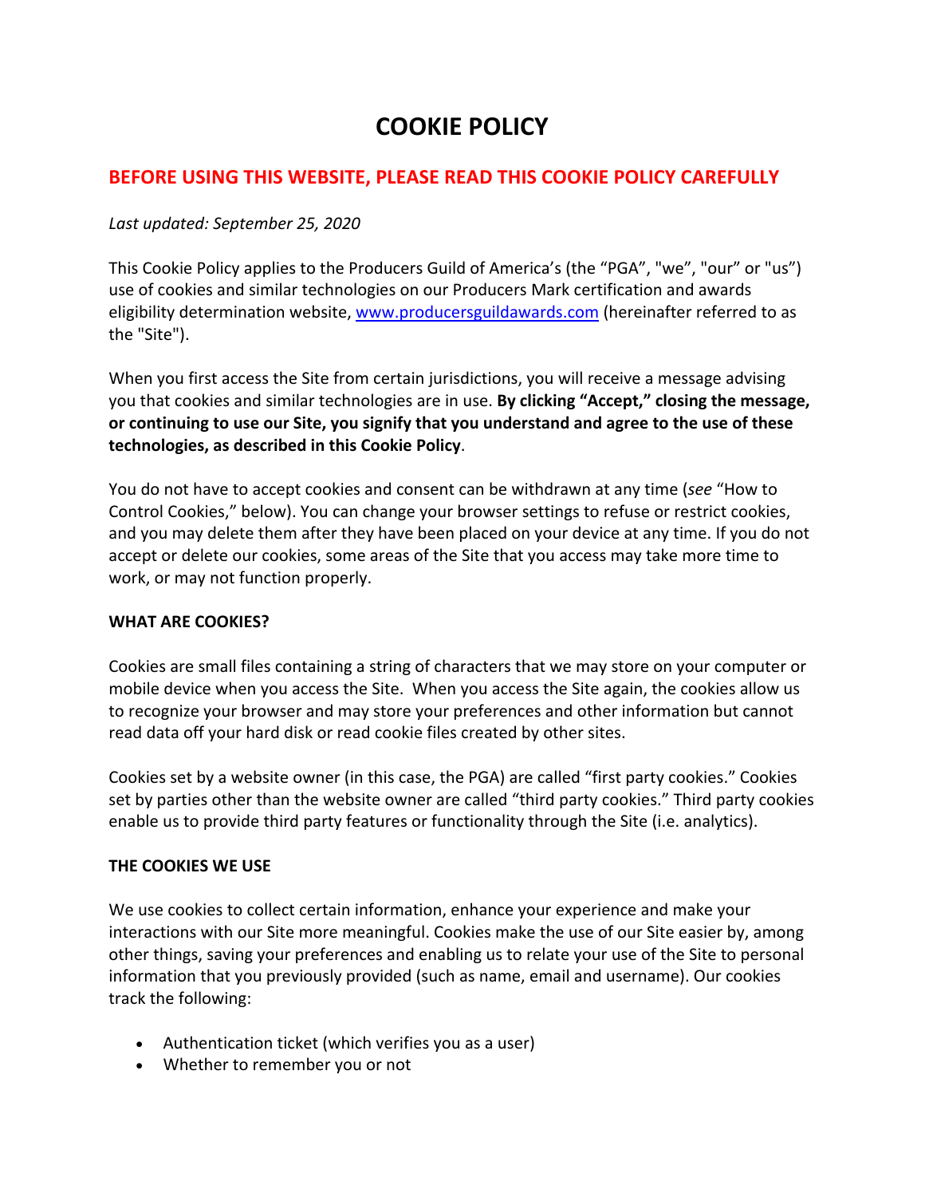# COOKIE POLICY

## BEFORE USING THIS WEBSITE, PLEASE READ THIS COOKIE POLICY CAREFULLY

*Last updated: September 25, 2020*

This Cookie Policy applies to the Producers Guild of America's (the "PGA", "we", "our" or "us") use of cookies and similar technologies on our Producers Mark certification and awards eligibility determination website, www.producersguildawards.com (hereinafter referred to as the "Site").

When you first access the Site from certain jurisdictions, you will receive a message advising you that cookies and similar technologies are in use. **By clicking "Accept," closing the message, or continuing to use our Site, you signify that you understand and agree to the use of these technologies, as described in this Cookie Policy**.

You do not have to accept cookies and consent can be withdrawn at any time (*see* "How to Control Cookies," below). You can change your browser settings to refuse or restrict cookies, and you may delete them after they have been placed on your device at any time. If you do not accept or delete our cookies, some areas of the Site that you access may take more time to work, or may not function properly.

**WHAT ARE COOKIES?**

Cookies are small files containing a string of characters that we may store on your computer or mobile device when you access the Site. When you access the Site again, the cookies allow us to recognize your browser and may store your preferences and other information but cannot read data off your hard disk or read cookie files created by other sites.

Cookies set by a website owner (in this case, the PGA) are called "first party cookies." Cookies set by parties other than the website owner are called "third party cookies." Third party cookies enable us to provide third party features or functionality through the Site (i.e. analytics).

**THE COOKIES WE USE**

We use cookies to collect certain information, enhance your experience and make your interactions with our Site more meaningful. Cookies make the use of our Site easier by, among other things, saving your preferences and enabling us to relate your use of the Site to personal information that you previously provided (such as name, email and username). Our cookies track the following:

- Authentication ticket (which verifies you as a user)
- Whether to remember you or not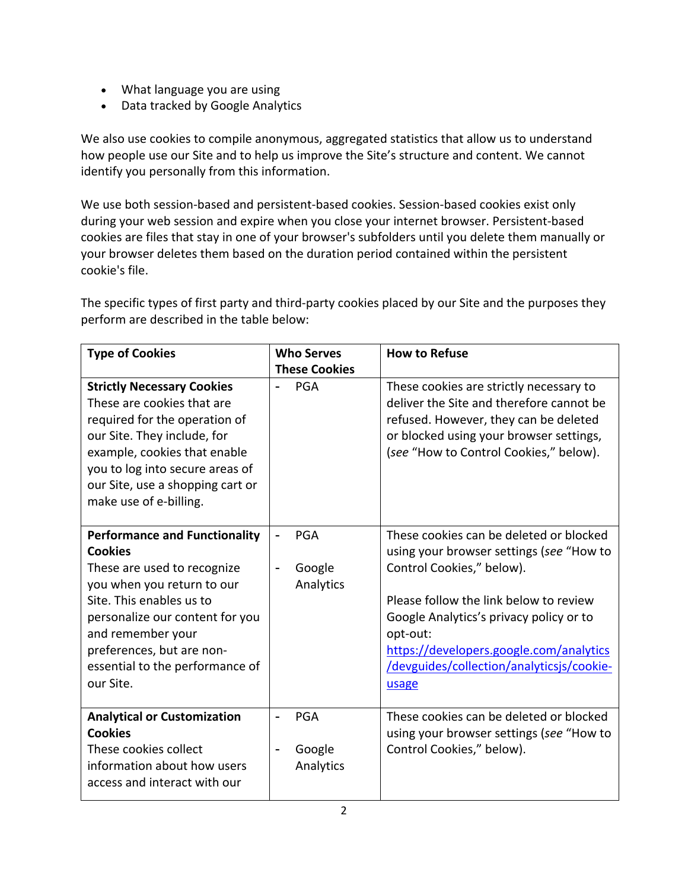- What language you are using
- Data tracked by Google Analytics

We also use cookies to compile anonymous, aggregated statistics that allow us to understand how people use our Site and to help us improve the Site's structure and content. We cannot identify you personally from this information.

We use both session-based and persistent-based cookies. Session-based cookies exist only during your web session and expire when you close your internet browser. Persistent-based cookies are files that stay in one of your browser's subfolders until you delete them manually or your browser deletes them based on the duration period contained within the persistent cookie's file.

The specific types of first party and third-party cookies placed by our Site and the purposes they perform are described in the table below:

| Type of Cookies | Who Serves These Cookies | How to Refuse |
|---|---|---|
| **Strictly Necessary Cookies** These are cookies that are required for the operation of our Site. They include, for example, cookies that enable you to log into secure areas of our Site, use a shopping cart or make use of e-billing. | - PGA | These cookies are strictly necessary to deliver the Site and therefore cannot be refused. However, they can be deleted or blocked using your browser settings, (*see* "How to Control Cookies," below). |
| **Performance and Functionality Cookies** These are used to recognize you when you return to our Site. This enables us to personalize our content for you and remember your preferences, but are non-essential to the performance of our Site. | - PGA<br>- Google Analytics | These cookies can be deleted or blocked using your browser settings (*see* "How to Control Cookies," below).<br><br>Please follow the link below to review Google Analytics's privacy policy or to opt-out: https://developers.google.com/analytics/devguides/collection/analyticsjs/cookie-usage |
| **Analytical or Customization Cookies** These cookies collect information about how users access and interact with our | - PGA<br>- Google Analytics | These cookies can be deleted or blocked using your browser settings (*see* "How to Control Cookies," below). |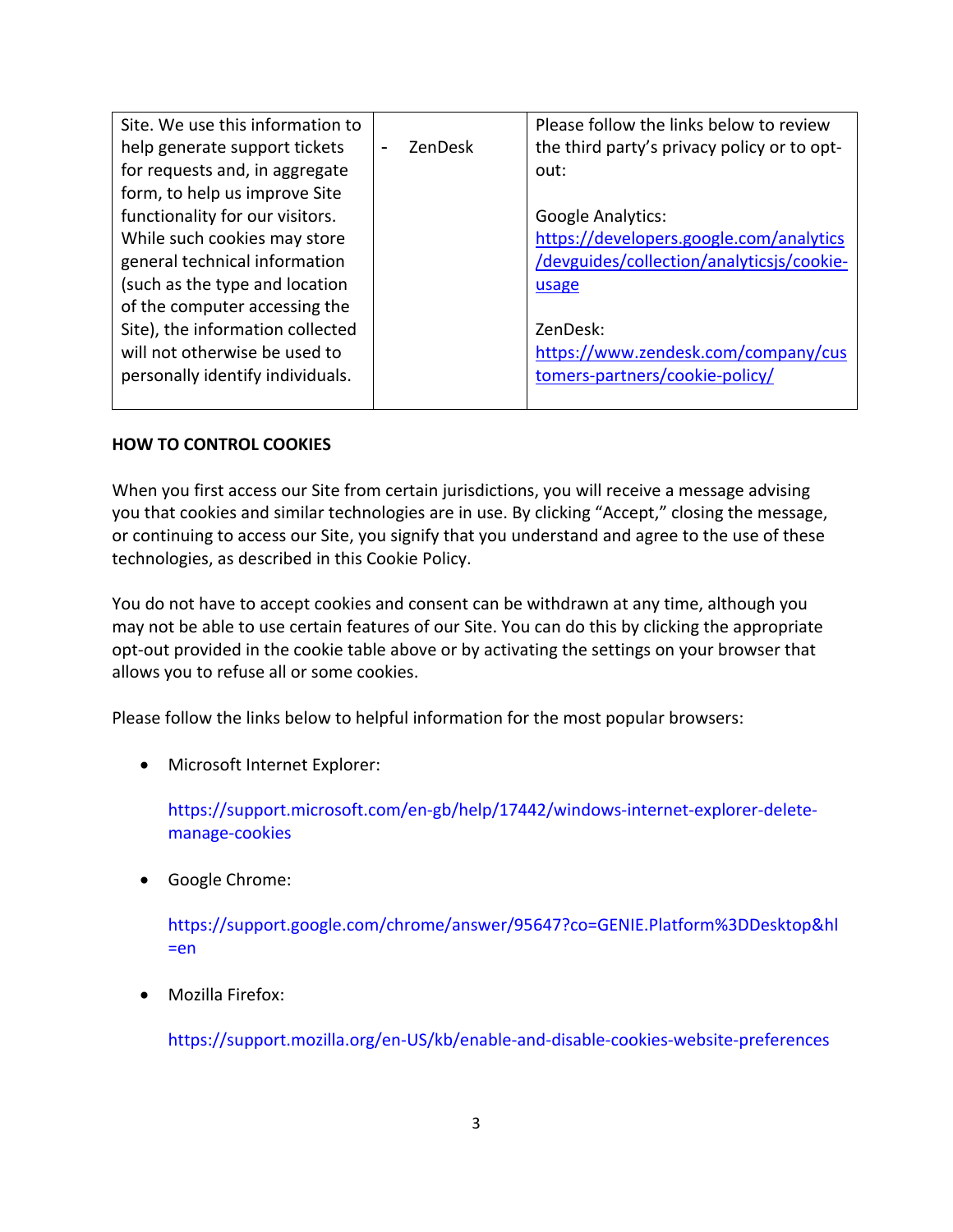| | | |
|---|---|---|
| Site. We use this information to help generate support tickets for requests and, in aggregate form, to help us improve Site functionality for our visitors. While such cookies may store general technical information (such as the type and location of the computer accessing the Site), the information collected will not otherwise be used to personally identify individuals. | - ZenDesk | Please follow the links below to review the third party's privacy policy or to opt-out:<br><br>Google Analytics: https://developers.google.com/analytics/devguides/collection/analyticsjs/cookie-usage<br><br>ZenDesk: https://www.zendesk.com/company/customers-partners/cookie-policy/ |

**HOW TO CONTROL COOKIES**

When you first access our Site from certain jurisdictions, you will receive a message advising you that cookies and similar technologies are in use. By clicking "Accept," closing the message, or continuing to access our Site, you signify that you understand and agree to the use of these technologies, as described in this Cookie Policy.

You do not have to accept cookies and consent can be withdrawn at any time, although you may not be able to use certain features of our Site. You can do this by clicking the appropriate opt-out provided in the cookie table above or by activating the settings on your browser that allows you to refuse all or some cookies.

Please follow the links below to helpful information for the most popular browsers:

- Microsoft Internet Explorer:

  https://support.microsoft.com/en-gb/help/17442/windows-internet-explorer-delete-manage-cookies

- Google Chrome:

  https://support.google.com/chrome/answer/95647?co=GENIE.Platform%3DDesktop&hl=en

- Mozilla Firefox:

  https://support.mozilla.org/en-US/kb/enable-and-disable-cookies-website-preferences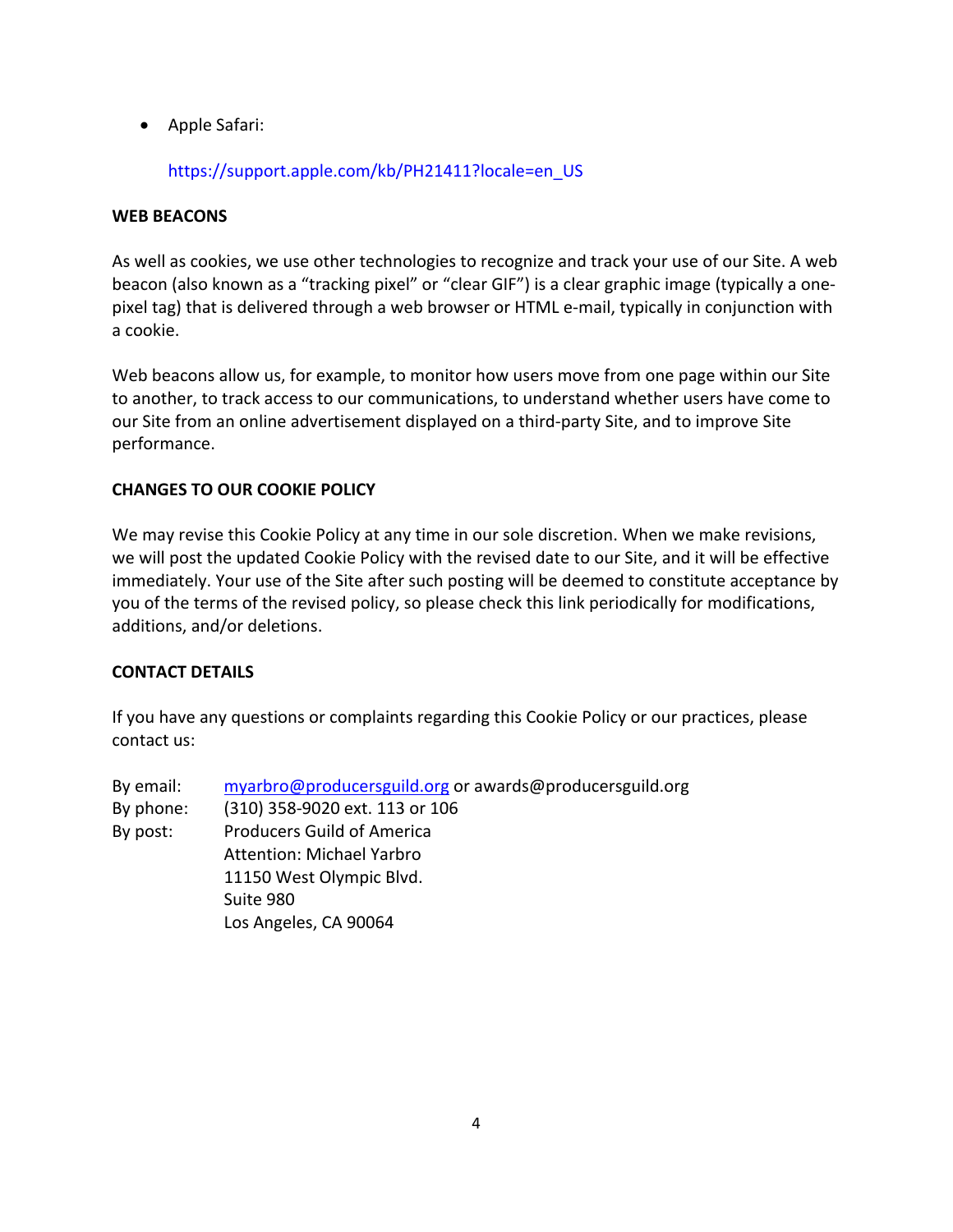- Apple Safari:

  https://support.apple.com/kb/PH21411?locale=en_US

**WEB BEACONS**

As well as cookies, we use other technologies to recognize and track your use of our Site. A web beacon (also known as a "tracking pixel" or "clear GIF") is a clear graphic image (typically a one-pixel tag) that is delivered through a web browser or HTML e-mail, typically in conjunction with a cookie.

Web beacons allow us, for example, to monitor how users move from one page within our Site to another, to track access to our communications, to understand whether users have come to our Site from an online advertisement displayed on a third-party Site, and to improve Site performance.

**CHANGES TO OUR COOKIE POLICY**

We may revise this Cookie Policy at any time in our sole discretion. When we make revisions, we will post the updated Cookie Policy with the revised date to our Site, and it will be effective immediately. Your use of the Site after such posting will be deemed to constitute acceptance by you of the terms of the revised policy, so please check this link periodically for modifications, additions, and/or deletions.

**CONTACT DETAILS**

If you have any questions or complaints regarding this Cookie Policy or our practices, please contact us:

By email: myarbro@producersguild.org or awards@producersguild.org
By phone: (310) 358-9020 ext. 113 or 106
By post: Producers Guild of America
Attention: Michael Yarbro
11150 West Olympic Blvd.
Suite 980
Los Angeles, CA 90064